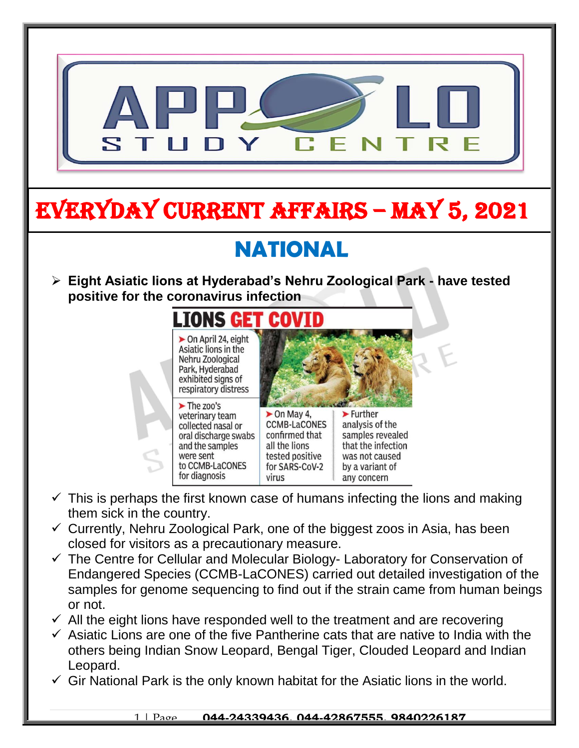# EVERYDAY CURRENT AFFAIRS – MAY 5, 2021

## NATIONAL

- **Eight Asiatic lions at Hyderabad's Nehru Zoological Park - have tested positive for the coronavirus infection**

**LIONS GET COVID**

- On April 24, eight Asiatic lions in the Nehru Zoological Park, Hyderabad exhibited signs of respiratory distress
- The zoo's veterinary team collected nasal or oral discharge swabs and the samples were sent to CCMB-LaCONES for diagnosis
- On May 4, CCMB-LaCONES confirmed that all the lions tested positive for SARS-CoV-2 virus
- Further analysis of the samples revealed that the infection was not caused by a variant of any concern

- ✓ This is perhaps the first known case of humans infecting the lions and making them sick in the country.
- ✓ Currently, Nehru Zoological Park, one of the biggest zoos in Asia, has been closed for visitors as a precautionary measure.
- ✓ The Centre for Cellular and Molecular Biology- Laboratory for Conservation of Endangered Species (CCMB-LaCONES) carried out detailed investigation of the samples for genome sequencing to find out if the strain came from human beings or not.
- ✓ All the eight lions have responded well to the treatment and are recovering
- ✓ Asiatic Lions are one of the five Pantherine cats that are native to India with the others being Indian Snow Leopard, Bengal Tiger, Clouded Leopard and Indian Leopard.
- ✓ Gir National Park is the only known habitat for the Asiatic lions in the world.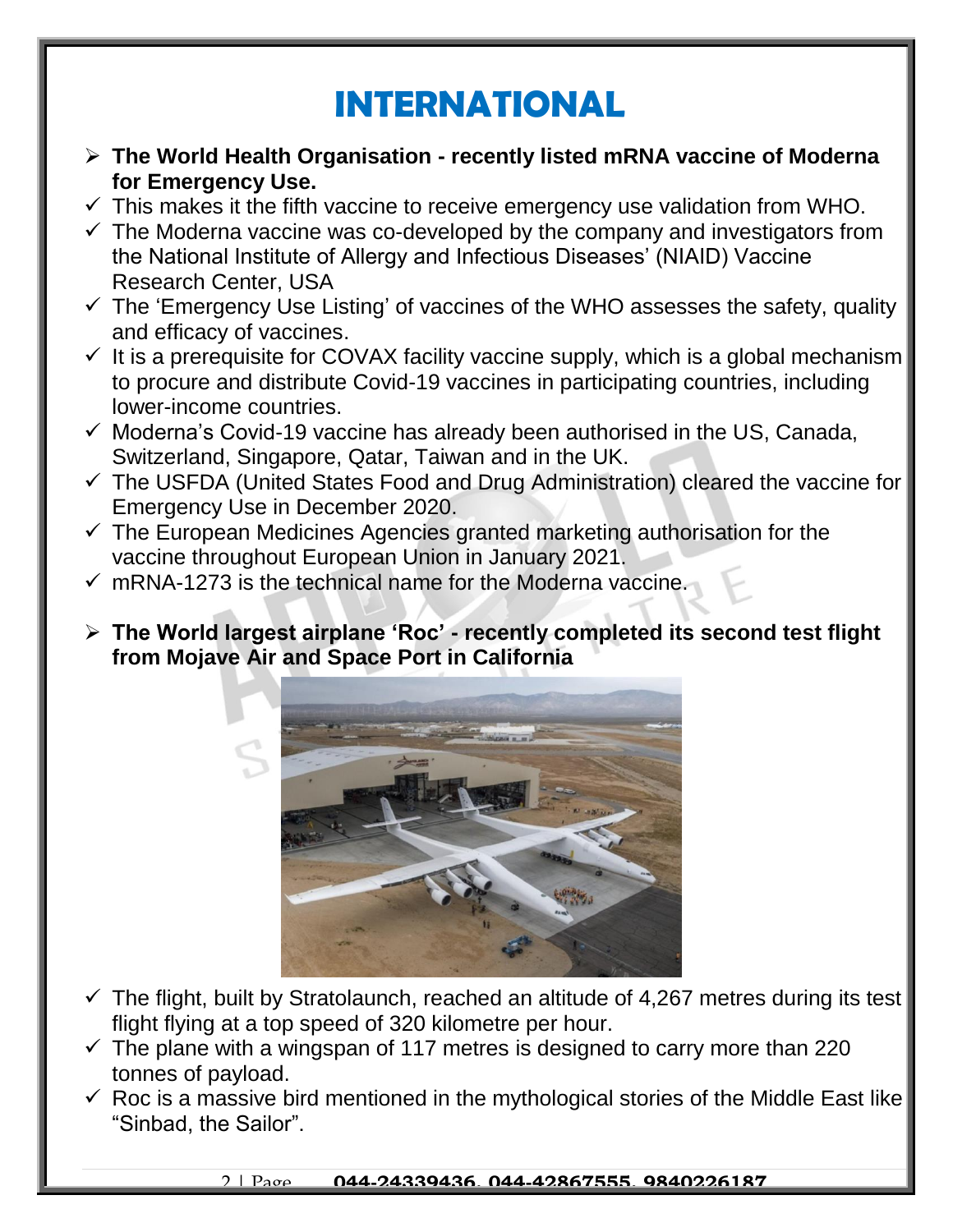# INTERNATIONAL

- **The World Health Organisation - recently listed mRNA vaccine of Moderna for Emergency Use.**
  - This makes it the fifth vaccine to receive emergency use validation from WHO.
  - The Moderna vaccine was co-developed by the company and investigators from the National Institute of Allergy and Infectious Diseases' (NIAID) Vaccine Research Center, USA
  - The 'Emergency Use Listing' of vaccines of the WHO assesses the safety, quality and efficacy of vaccines.
  - It is a prerequisite for COVAX facility vaccine supply, which is a global mechanism to procure and distribute Covid-19 vaccines in participating countries, including lower-income countries.
  - Moderna's Covid-19 vaccine has already been authorised in the US, Canada, Switzerland, Singapore, Qatar, Taiwan and in the UK.
  - The USFDA (United States Food and Drug Administration) cleared the vaccine for Emergency Use in December 2020.
  - The European Medicines Agencies granted marketing authorisation for the vaccine throughout European Union in January 2021.
  - mRNA-1273 is the technical name for the Moderna vaccine.

- **The World largest airplane 'Roc' - recently completed its second test flight from Mojave Air and Space Port in California**
  - The flight, built by Stratolaunch, reached an altitude of 4,267 metres during its test flight flying at a top speed of 320 kilometre per hour.
  - The plane with a wingspan of 117 metres is designed to carry more than 220 tonnes of payload.
  - Roc is a massive bird mentioned in the mythological stories of the Middle East like "Sinbad, the Sailor".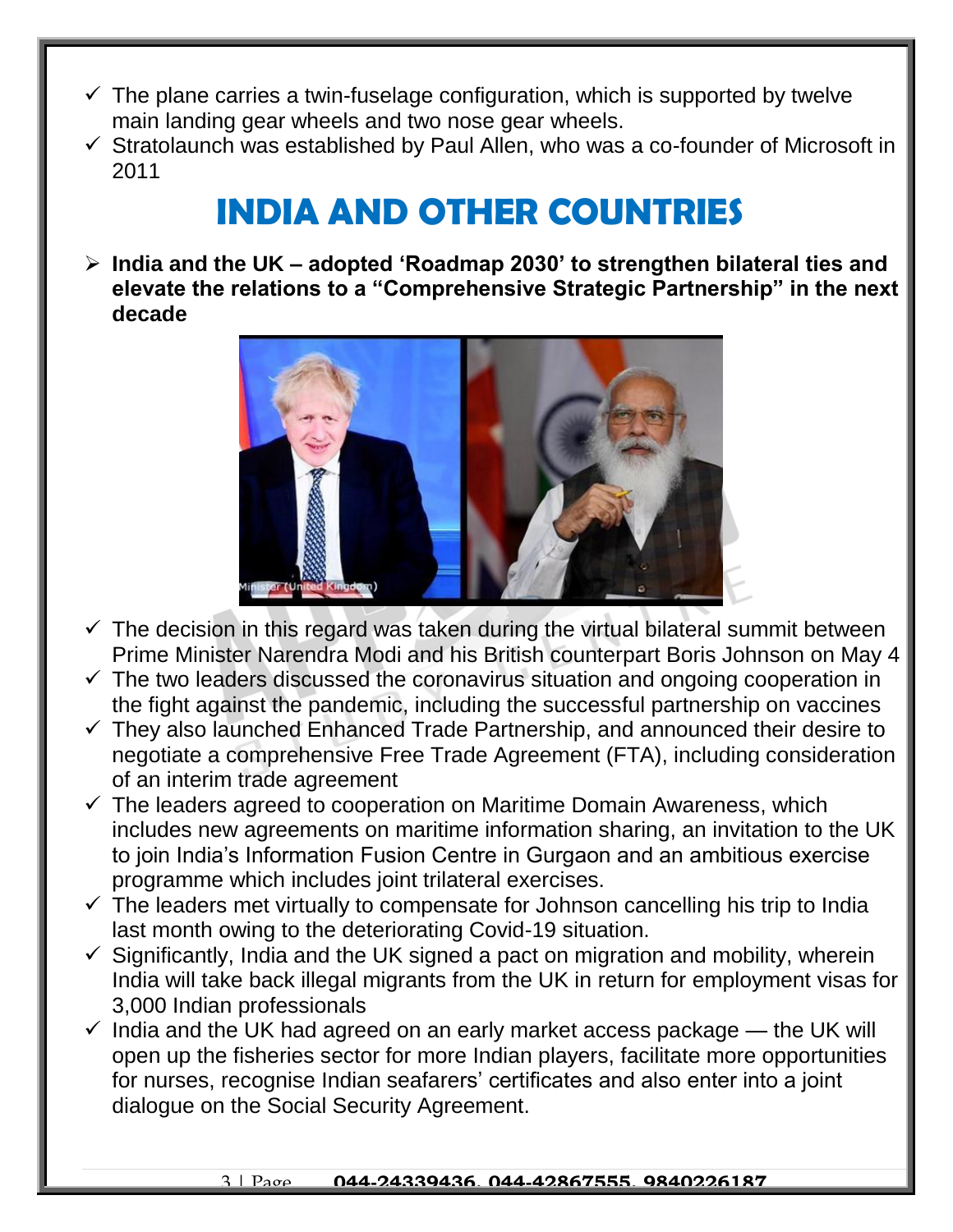- ✓ The plane carries a twin-fuselage configuration, which is supported by twelve main landing gear wheels and two nose gear wheels.
- ✓ Stratolaunch was established by Paul Allen, who was a co-founder of Microsoft in 2011

# INDIA AND OTHER COUNTRIES

- **India and the UK – adopted 'Roadmap 2030' to strengthen bilateral ties and elevate the relations to a "Comprehensive Strategic Partnership" in the next decade**

- ✓ The decision in this regard was taken during the virtual bilateral summit between Prime Minister Narendra Modi and his British counterpart Boris Johnson on May 4
- ✓ The two leaders discussed the coronavirus situation and ongoing cooperation in the fight against the pandemic, including the successful partnership on vaccines
- ✓ They also launched Enhanced Trade Partnership, and announced their desire to negotiate a comprehensive Free Trade Agreement (FTA), including consideration of an interim trade agreement
- ✓ The leaders agreed to cooperation on Maritime Domain Awareness, which includes new agreements on maritime information sharing, an invitation to the UK to join India's Information Fusion Centre in Gurgaon and an ambitious exercise programme which includes joint trilateral exercises.
- ✓ The leaders met virtually to compensate for Johnson cancelling his trip to India last month owing to the deteriorating Covid-19 situation.
- ✓ Significantly, India and the UK signed a pact on migration and mobility, wherein India will take back illegal migrants from the UK in return for employment visas for 3,000 Indian professionals
- ✓ India and the UK had agreed on an early market access package — the UK will open up the fisheries sector for more Indian players, facilitate more opportunities for nurses, recognise Indian seafarers' certificates and also enter into a joint dialogue on the Social Security Agreement.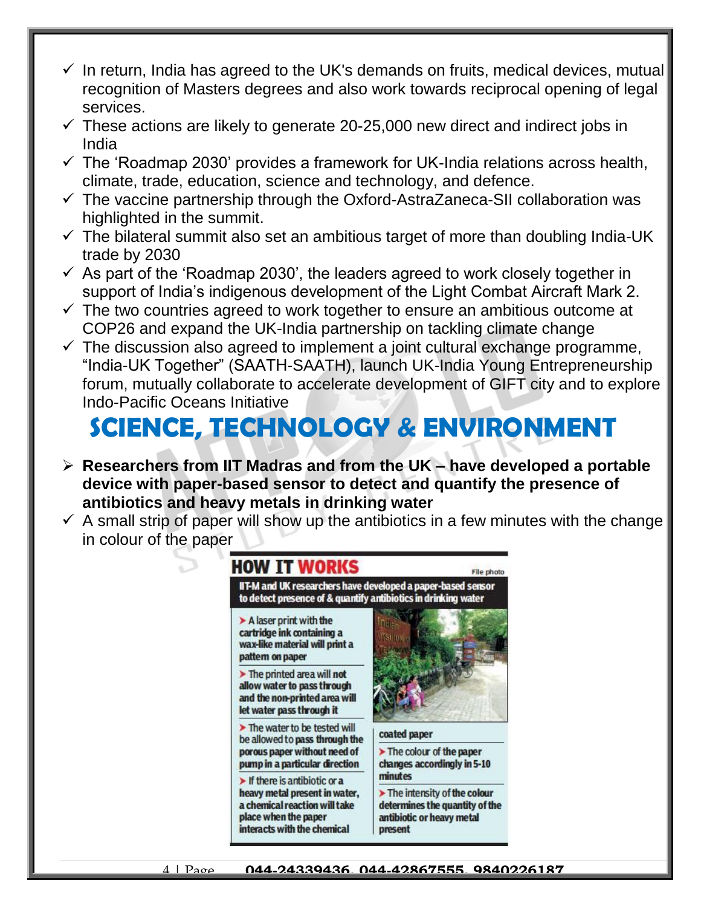- ✓ In return, India has agreed to the UK's demands on fruits, medical devices, mutual recognition of Masters degrees and also work towards reciprocal opening of legal services.
- ✓ These actions are likely to generate 20-25,000 new direct and indirect jobs in India
- ✓ The 'Roadmap 2030' provides a framework for UK-India relations across health, climate, trade, education, science and technology, and defence.
- ✓ The vaccine partnership through the Oxford-AstraZaneca-SII collaboration was highlighted in the summit.
- ✓ The bilateral summit also set an ambitious target of more than doubling India-UK trade by 2030
- ✓ As part of the 'Roadmap 2030', the leaders agreed to work closely together in support of India's indigenous development of the Light Combat Aircraft Mark 2.
- ✓ The two countries agreed to work together to ensure an ambitious outcome at COP26 and expand the UK-India partnership on tackling climate change
- ✓ The discussion also agreed to implement a joint cultural exchange programme, "India-UK Together" (SAATH-SAATH), launch UK-India Young Entrepreneurship forum, mutually collaborate to accelerate development of GIFT city and to explore Indo-Pacific Oceans Initiative

# SCIENCE, TECHNOLOGY & ENVIRONMENT

- ➢ **Researchers from IIT Madras and from the UK – have developed a portable device with paper-based sensor to detect and quantify the presence of antibiotics and heavy metals in drinking water**
- ✓ A small strip of paper will show up the antibiotics in a few minutes with the change in colour of the paper

**HOW IT WORKS**

File photo

**IIT-M and UK researchers have developed a paper-based sensor to detect presence of & quantify antibiotics in drinking water**

- A laser print with the cartridge ink containing a wax-like material will print a pattern on paper
- The printed area will not allow water to pass through and the non-printed area will let water pass through it
- The water to be tested will be allowed to pass through the porous paper without need of pump in a particular direction
- If there is antibiotic or a heavy metal present in water, a chemical reaction will take place when the paper interacts with the chemical coated paper
- The colour of the paper changes accordingly in 5-10 minutes
- The intensity of the colour determines the quantity of the antibiotic or heavy metal present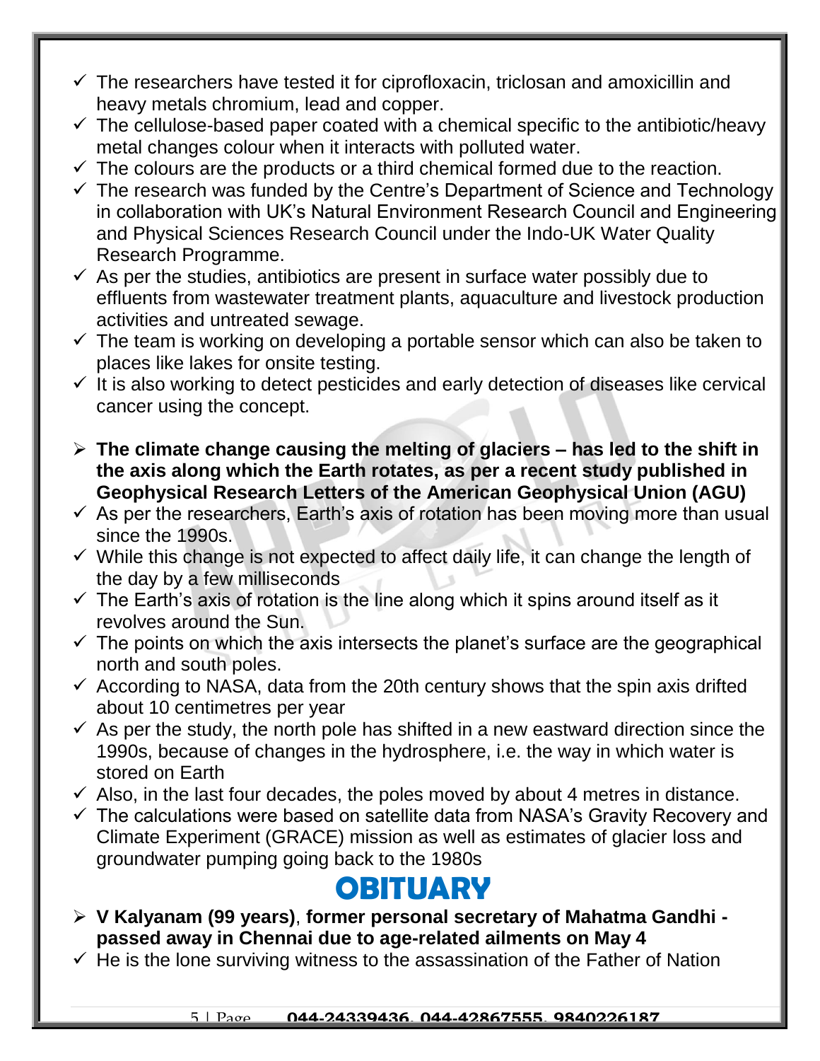- ✓ The researchers have tested it for ciprofloxacin, triclosan and amoxicillin and heavy metals chromium, lead and copper.
- ✓ The cellulose-based paper coated with a chemical specific to the antibiotic/heavy metal changes colour when it interacts with polluted water.
- ✓ The colours are the products or a third chemical formed due to the reaction.
- ✓ The research was funded by the Centre's Department of Science and Technology in collaboration with UK's Natural Environment Research Council and Engineering and Physical Sciences Research Council under the Indo-UK Water Quality Research Programme.
- ✓ As per the studies, antibiotics are present in surface water possibly due to effluents from wastewater treatment plants, aquaculture and livestock production activities and untreated sewage.
- ✓ The team is working on developing a portable sensor which can also be taken to places like lakes for onsite testing.
- ✓ It is also working to detect pesticides and early detection of diseases like cervical cancer using the concept.

- ➢ **The climate change causing the melting of glaciers – has led to the shift in the axis along which the Earth rotates, as per a recent study published in Geophysical Research Letters of the American Geophysical Union (AGU)**
- ✓ As per the researchers, Earth's axis of rotation has been moving more than usual since the 1990s.
- ✓ While this change is not expected to affect daily life, it can change the length of the day by a few milliseconds
- ✓ The Earth's axis of rotation is the line along which it spins around itself as it revolves around the Sun.
- ✓ The points on which the axis intersects the planet's surface are the geographical north and south poles.
- ✓ According to NASA, data from the 20th century shows that the spin axis drifted about 10 centimetres per year
- ✓ As per the study, the north pole has shifted in a new eastward direction since the 1990s, because of changes in the hydrosphere, i.e. the way in which water is stored on Earth
- ✓ Also, in the last four decades, the poles moved by about 4 metres in distance.
- ✓ The calculations were based on satellite data from NASA's Gravity Recovery and Climate Experiment (GRACE) mission as well as estimates of glacier loss and groundwater pumping going back to the 1980s

# OBITUARY

- ➢ **V Kalyanam (99 years)**, **former personal secretary of Mahatma Gandhi - passed away in Chennai due to age-related ailments on May 4**
- ✓ He is the lone surviving witness to the assassination of the Father of Nation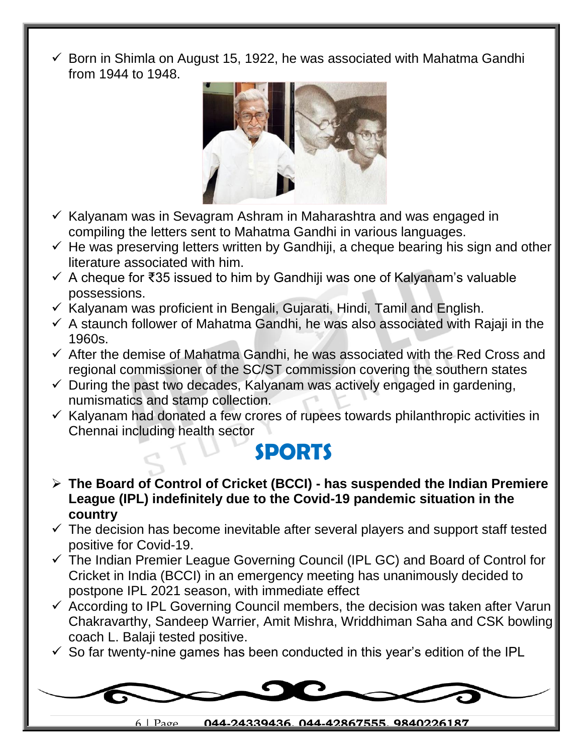- ✓ Born in Shimla on August 15, 1922, he was associated with Mahatma Gandhi from 1944 to 1948.
- ✓ Kalyanam was in Sevagram Ashram in Maharashtra and was engaged in compiling the letters sent to Mahatma Gandhi in various languages.
- ✓ He was preserving letters written by Gandhiji, a cheque bearing his sign and other literature associated with him.
- ✓ A cheque for ₹35 issued to him by Gandhiji was one of Kalyanam's valuable possessions.
- ✓ Kalyanam was proficient in Bengali, Gujarati, Hindi, Tamil and English.
- ✓ A staunch follower of Mahatma Gandhi, he was also associated with Rajaji in the 1960s.
- ✓ After the demise of Mahatma Gandhi, he was associated with the Red Cross and regional commissioner of the SC/ST commission covering the southern states
- ✓ During the past two decades, Kalyanam was actively engaged in gardening, numismatics and stamp collection.
- ✓ Kalyanam had donated a few crores of rupees towards philanthropic activities in Chennai including health sector

## SPORTS

- ➢ **The Board of Control of Cricket (BCCI) - has suspended the Indian Premiere League (IPL) indefinitely due to the Covid-19 pandemic situation in the country**
- ✓ The decision has become inevitable after several players and support staff tested positive for Covid-19.
- ✓ The Indian Premier League Governing Council (IPL GC) and Board of Control for Cricket in India (BCCI) in an emergency meeting has unanimously decided to postpone IPL 2021 season, with immediate effect
- ✓ According to IPL Governing Council members, the decision was taken after Varun Chakravarthy, Sandeep Warrier, Amit Mishra, Wriddhiman Saha and CSK bowling coach L. Balaji tested positive.
- ✓ So far twenty-nine games has been conducted in this year's edition of the IPL